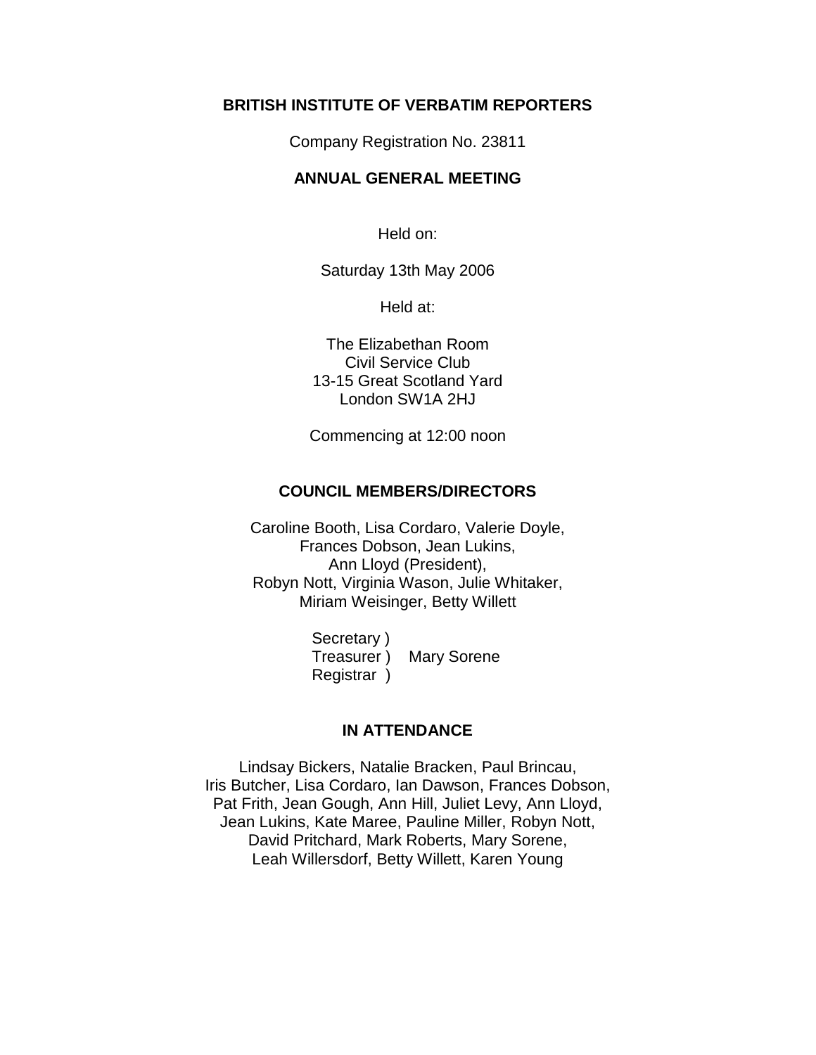**BRITISH INSTITUTE OF VERBATIM REPORTERS**

Company Registration No. 23811

**ANNUAL GENERAL MEETING**

Held on:

Saturday 13th May 2006

Held at:

The Elizabethan Room
Civil Service Club
13-15 Great Scotland Yard
London SW1A 2HJ

Commencing at 12:00 noon

**COUNCIL MEMBERS/DIRECTORS**

Caroline Booth, Lisa Cordaro, Valerie Doyle,
Frances Dobson, Jean Lukins,
Ann Lloyd (President),
Robyn Nott, Virginia Wason, Julie Whitaker,
Miriam Weisinger, Betty Willett

Secretary )
Treasurer ) Mary Sorene
Registrar )

**IN ATTENDANCE**

Lindsay Bickers, Natalie Bracken, Paul Brincau,
Iris Butcher, Lisa Cordaro, Ian Dawson, Frances Dobson,
Pat Frith, Jean Gough, Ann Hill, Juliet Levy, Ann Lloyd,
Jean Lukins, Kate Maree, Pauline Miller, Robyn Nott,
David Pritchard, Mark Roberts, Mary Sorene,
Leah Willersdorf, Betty Willett, Karen Young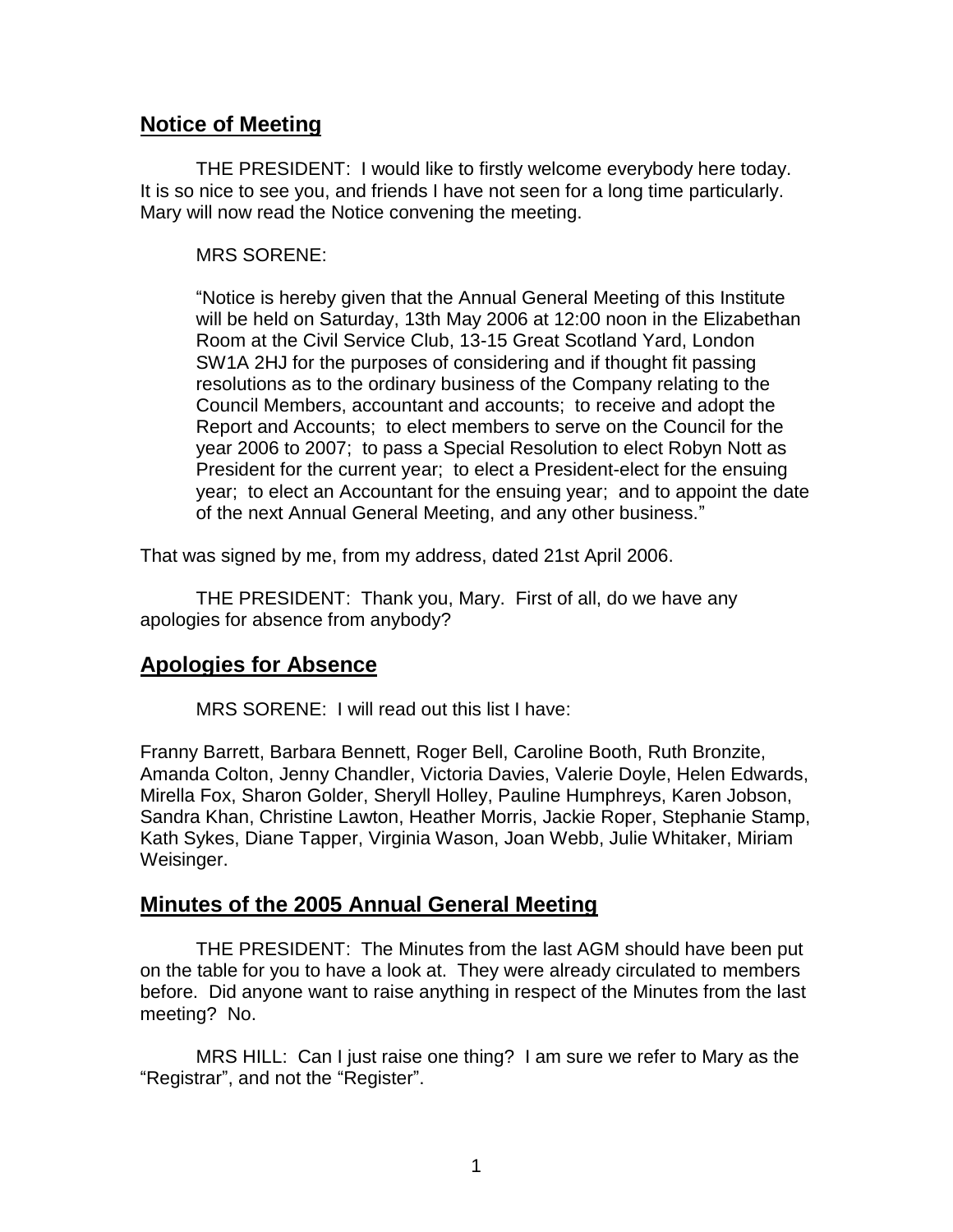## Notice of Meeting

THE PRESIDENT: I would like to firstly welcome everybody here today. It is so nice to see you, and friends I have not seen for a long time particularly. Mary will now read the Notice convening the meeting.

MRS SORENE:

> "Notice is hereby given that the Annual General Meeting of this Institute will be held on Saturday, 13th May 2006 at 12:00 noon in the Elizabethan Room at the Civil Service Club, 13-15 Great Scotland Yard, London SW1A 2HJ for the purposes of considering and if thought fit passing resolutions as to the ordinary business of the Company relating to the Council Members, accountant and accounts; to receive and adopt the Report and Accounts; to elect members to serve on the Council for the year 2006 to 2007; to pass a Special Resolution to elect Robyn Nott as President for the current year; to elect a President-elect for the ensuing year; to elect an Accountant for the ensuing year; and to appoint the date of the next Annual General Meeting, and any other business."

That was signed by me, from my address, dated 21st April 2006.

THE PRESIDENT: Thank you, Mary. First of all, do we have any apologies for absence from anybody?

## Apologies for Absence

MRS SORENE: I will read out this list I have:

Franny Barrett, Barbara Bennett, Roger Bell, Caroline Booth, Ruth Bronzite, Amanda Colton, Jenny Chandler, Victoria Davies, Valerie Doyle, Helen Edwards, Mirella Fox, Sharon Golder, Sheryll Holley, Pauline Humphreys, Karen Jobson, Sandra Khan, Christine Lawton, Heather Morris, Jackie Roper, Stephanie Stamp, Kath Sykes, Diane Tapper, Virginia Wason, Joan Webb, Julie Whitaker, Miriam Weisinger.

## Minutes of the 2005 Annual General Meeting

THE PRESIDENT: The Minutes from the last AGM should have been put on the table for you to have a look at. They were already circulated to members before. Did anyone want to raise anything in respect of the Minutes from the last meeting? No.

MRS HILL: Can I just raise one thing? I am sure we refer to Mary as the "Registrar", and not the "Register".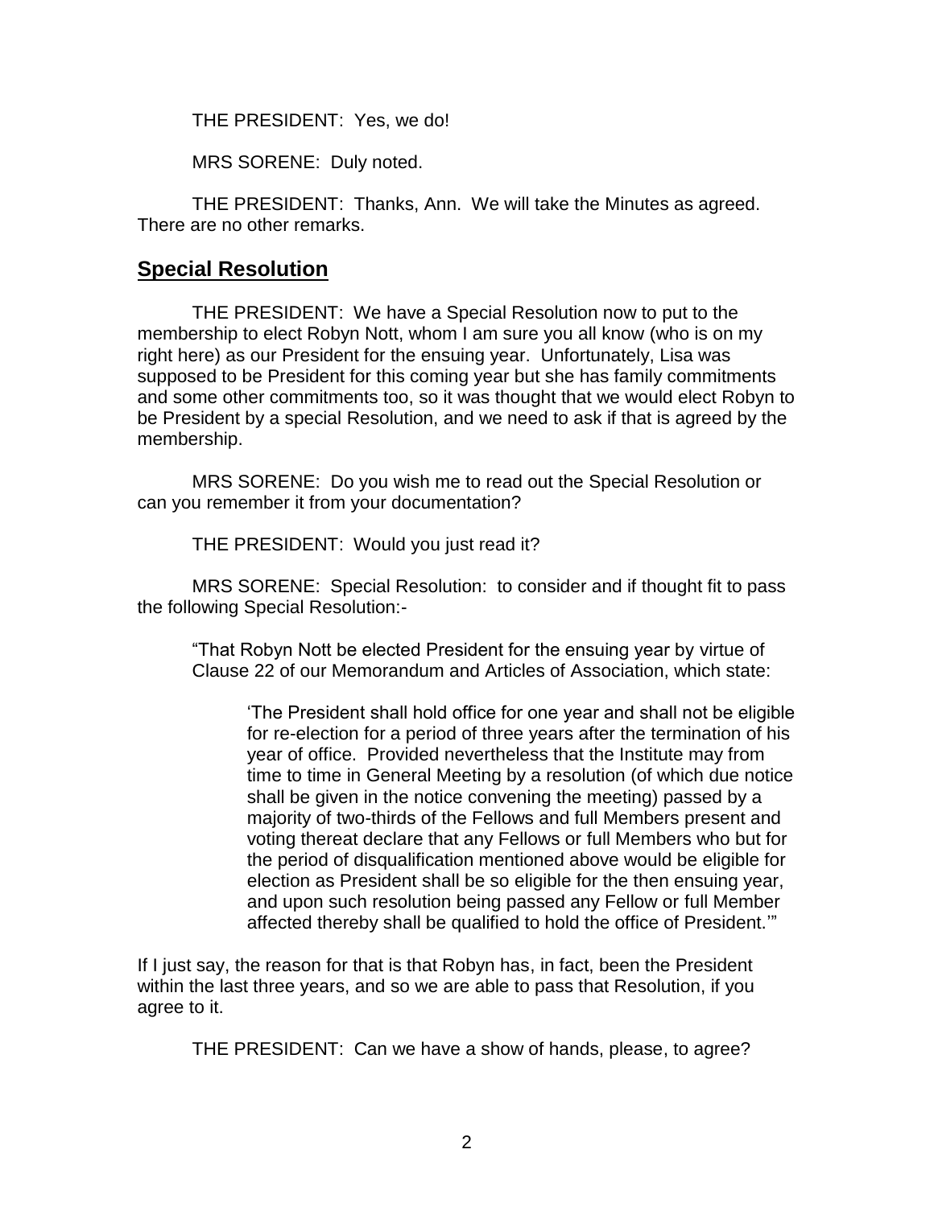THE PRESIDENT: Yes, we do!

MRS SORENE: Duly noted.

THE PRESIDENT: Thanks, Ann. We will take the Minutes as agreed. There are no other remarks.

## Special Resolution

THE PRESIDENT: We have a Special Resolution now to put to the membership to elect Robyn Nott, whom I am sure you all know (who is on my right here) as our President for the ensuing year. Unfortunately, Lisa was supposed to be President for this coming year but she has family commitments and some other commitments too, so it was thought that we would elect Robyn to be President by a special Resolution, and we need to ask if that is agreed by the membership.

MRS SORENE: Do you wish me to read out the Special Resolution or can you remember it from your documentation?

THE PRESIDENT: Would you just read it?

MRS SORENE: Special Resolution: to consider and if thought fit to pass the following Special Resolution:-

> "That Robyn Nott be elected President for the ensuing year by virtue of Clause 22 of our Memorandum and Articles of Association, which state:
>
> > 'The President shall hold office for one year and shall not be eligible for re-election for a period of three years after the termination of his year of office. Provided nevertheless that the Institute may from time to time in General Meeting by a resolution (of which due notice shall be given in the notice convening the meeting) passed by a majority of two-thirds of the Fellows and full Members present and voting thereat declare that any Fellows or full Members who but for the period of disqualification mentioned above would be eligible for election as President shall be so eligible for the then ensuing year, and upon such resolution being passed any Fellow or full Member affected thereby shall be qualified to hold the office of President.'"

If I just say, the reason for that is that Robyn has, in fact, been the President within the last three years, and so we are able to pass that Resolution, if you agree to it.

THE PRESIDENT: Can we have a show of hands, please, to agree?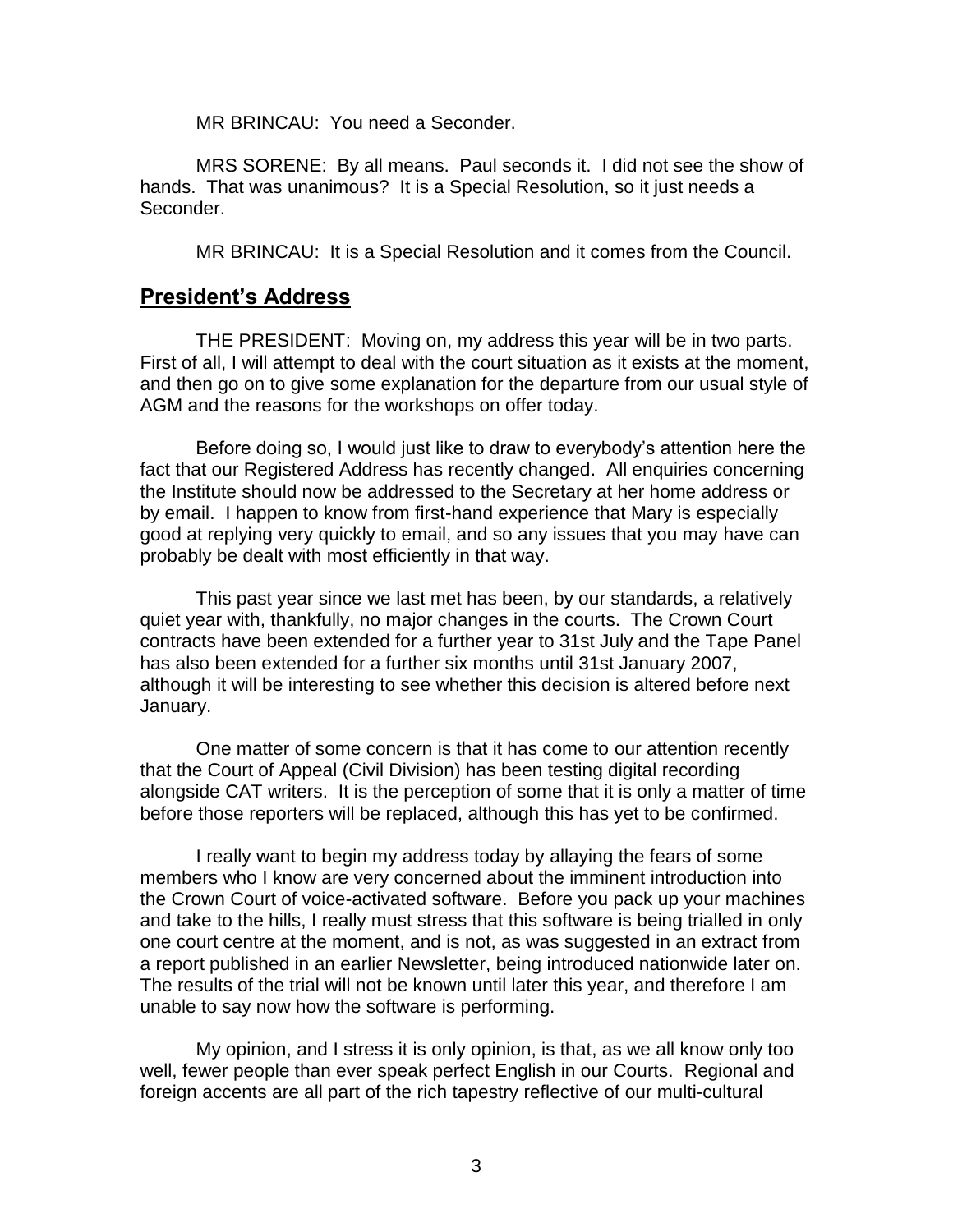MR BRINCAU: You need a Seconder.

MRS SORENE: By all means. Paul seconds it. I did not see the show of hands. That was unanimous? It is a Special Resolution, so it just needs a Seconder.

MR BRINCAU: It is a Special Resolution and it comes from the Council.

## President's Address

THE PRESIDENT: Moving on, my address this year will be in two parts. First of all, I will attempt to deal with the court situation as it exists at the moment, and then go on to give some explanation for the departure from our usual style of AGM and the reasons for the workshops on offer today.

Before doing so, I would just like to draw to everybody's attention here the fact that our Registered Address has recently changed. All enquiries concerning the Institute should now be addressed to the Secretary at her home address or by email. I happen to know from first-hand experience that Mary is especially good at replying very quickly to email, and so any issues that you may have can probably be dealt with most efficiently in that way.

This past year since we last met has been, by our standards, a relatively quiet year with, thankfully, no major changes in the courts. The Crown Court contracts have been extended for a further year to 31st July and the Tape Panel has also been extended for a further six months until 31st January 2007, although it will be interesting to see whether this decision is altered before next January.

One matter of some concern is that it has come to our attention recently that the Court of Appeal (Civil Division) has been testing digital recording alongside CAT writers. It is the perception of some that it is only a matter of time before those reporters will be replaced, although this has yet to be confirmed.

I really want to begin my address today by allaying the fears of some members who I know are very concerned about the imminent introduction into the Crown Court of voice-activated software. Before you pack up your machines and take to the hills, I really must stress that this software is being trialled in only one court centre at the moment, and is not, as was suggested in an extract from a report published in an earlier Newsletter, being introduced nationwide later on. The results of the trial will not be known until later this year, and therefore I am unable to say now how the software is performing.

My opinion, and I stress it is only opinion, is that, as we all know only too well, fewer people than ever speak perfect English in our Courts. Regional and foreign accents are all part of the rich tapestry reflective of our multi-cultural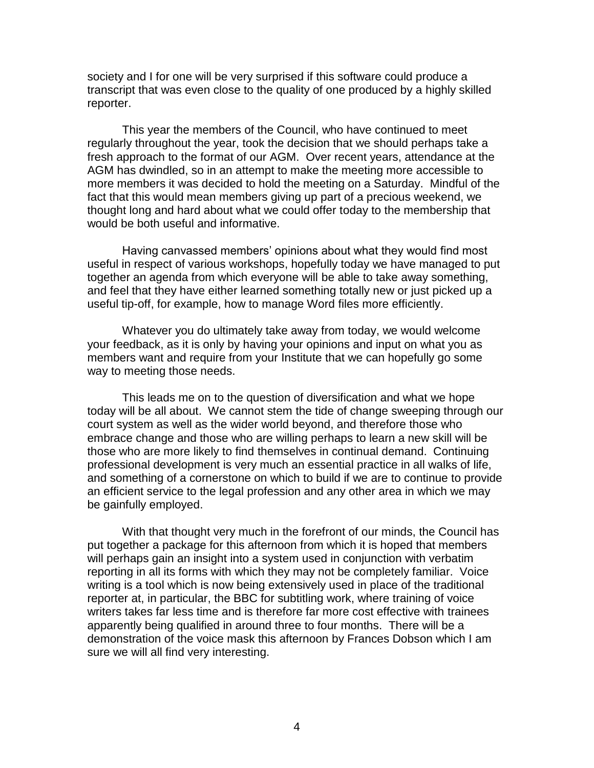society and I for one will be very surprised if this software could produce a transcript that was even close to the quality of one produced by a highly skilled reporter.

This year the members of the Council, who have continued to meet regularly throughout the year, took the decision that we should perhaps take a fresh approach to the format of our AGM. Over recent years, attendance at the AGM has dwindled, so in an attempt to make the meeting more accessible to more members it was decided to hold the meeting on a Saturday. Mindful of the fact that this would mean members giving up part of a precious weekend, we thought long and hard about what we could offer today to the membership that would be both useful and informative.

Having canvassed members' opinions about what they would find most useful in respect of various workshops, hopefully today we have managed to put together an agenda from which everyone will be able to take away something, and feel that they have either learned something totally new or just picked up a useful tip-off, for example, how to manage Word files more efficiently.

Whatever you do ultimately take away from today, we would welcome your feedback, as it is only by having your opinions and input on what you as members want and require from your Institute that we can hopefully go some way to meeting those needs.

This leads me on to the question of diversification and what we hope today will be all about. We cannot stem the tide of change sweeping through our court system as well as the wider world beyond, and therefore those who embrace change and those who are willing perhaps to learn a new skill will be those who are more likely to find themselves in continual demand. Continuing professional development is very much an essential practice in all walks of life, and something of a cornerstone on which to build if we are to continue to provide an efficient service to the legal profession and any other area in which we may be gainfully employed.

With that thought very much in the forefront of our minds, the Council has put together a package for this afternoon from which it is hoped that members will perhaps gain an insight into a system used in conjunction with verbatim reporting in all its forms with which they may not be completely familiar. Voice writing is a tool which is now being extensively used in place of the traditional reporter at, in particular, the BBC for subtitling work, where training of voice writers takes far less time and is therefore far more cost effective with trainees apparently being qualified in around three to four months. There will be a demonstration of the voice mask this afternoon by Frances Dobson which I am sure we will all find very interesting.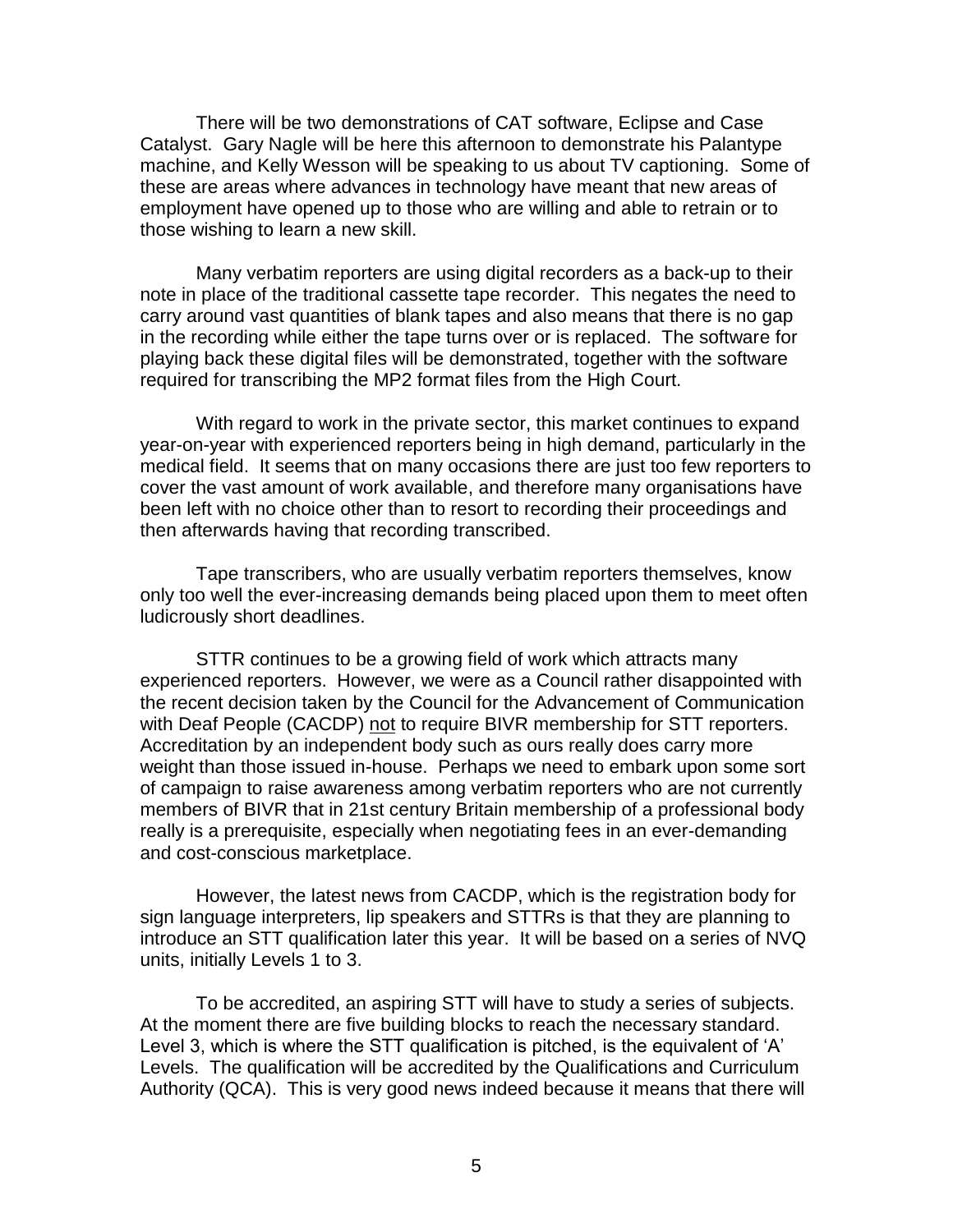There will be two demonstrations of CAT software, Eclipse and Case Catalyst. Gary Nagle will be here this afternoon to demonstrate his Palantype machine, and Kelly Wesson will be speaking to us about TV captioning. Some of these are areas where advances in technology have meant that new areas of employment have opened up to those who are willing and able to retrain or to those wishing to learn a new skill.

Many verbatim reporters are using digital recorders as a back-up to their note in place of the traditional cassette tape recorder. This negates the need to carry around vast quantities of blank tapes and also means that there is no gap in the recording while either the tape turns over or is replaced. The software for playing back these digital files will be demonstrated, together with the software required for transcribing the MP2 format files from the High Court.

With regard to work in the private sector, this market continues to expand year-on-year with experienced reporters being in high demand, particularly in the medical field. It seems that on many occasions there are just too few reporters to cover the vast amount of work available, and therefore many organisations have been left with no choice other than to resort to recording their proceedings and then afterwards having that recording transcribed.

Tape transcribers, who are usually verbatim reporters themselves, know only too well the ever-increasing demands being placed upon them to meet often ludicrously short deadlines.

STTR continues to be a growing field of work which attracts many experienced reporters. However, we were as a Council rather disappointed with the recent decision taken by the Council for the Advancement of Communication with Deaf People (CACDP) <u>not</u> to require BIVR membership for STT reporters. Accreditation by an independent body such as ours really does carry more weight than those issued in-house. Perhaps we need to embark upon some sort of campaign to raise awareness among verbatim reporters who are not currently members of BIVR that in 21st century Britain membership of a professional body really is a prerequisite, especially when negotiating fees in an ever-demanding and cost-conscious marketplace.

However, the latest news from CACDP, which is the registration body for sign language interpreters, lip speakers and STTRs is that they are planning to introduce an STT qualification later this year. It will be based on a series of NVQ units, initially Levels 1 to 3.

To be accredited, an aspiring STT will have to study a series of subjects. At the moment there are five building blocks to reach the necessary standard. Level 3, which is where the STT qualification is pitched, is the equivalent of 'A' Levels. The qualification will be accredited by the Qualifications and Curriculum Authority (QCA). This is very good news indeed because it means that there will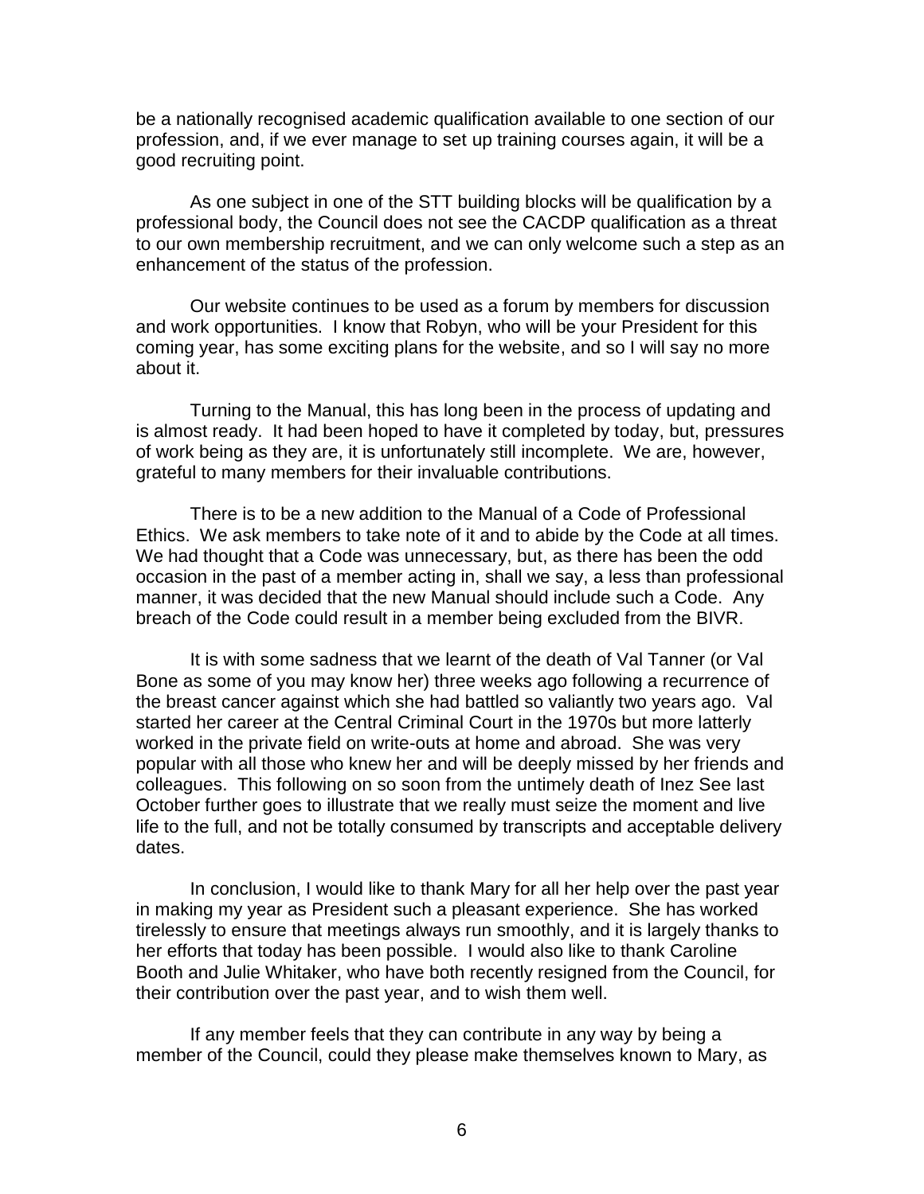be a nationally recognised academic qualification available to one section of our profession, and, if we ever manage to set up training courses again, it will be a good recruiting point.

As one subject in one of the STT building blocks will be qualification by a professional body, the Council does not see the CACDP qualification as a threat to our own membership recruitment, and we can only welcome such a step as an enhancement of the status of the profession.

Our website continues to be used as a forum by members for discussion and work opportunities. I know that Robyn, who will be your President for this coming year, has some exciting plans for the website, and so I will say no more about it.

Turning to the Manual, this has long been in the process of updating and is almost ready. It had been hoped to have it completed by today, but, pressures of work being as they are, it is unfortunately still incomplete. We are, however, grateful to many members for their invaluable contributions.

There is to be a new addition to the Manual of a Code of Professional Ethics. We ask members to take note of it and to abide by the Code at all times. We had thought that a Code was unnecessary, but, as there has been the odd occasion in the past of a member acting in, shall we say, a less than professional manner, it was decided that the new Manual should include such a Code. Any breach of the Code could result in a member being excluded from the BIVR.

It is with some sadness that we learnt of the death of Val Tanner (or Val Bone as some of you may know her) three weeks ago following a recurrence of the breast cancer against which she had battled so valiantly two years ago. Val started her career at the Central Criminal Court in the 1970s but more latterly worked in the private field on write-outs at home and abroad. She was very popular with all those who knew her and will be deeply missed by her friends and colleagues. This following on so soon from the untimely death of Inez See last October further goes to illustrate that we really must seize the moment and live life to the full, and not be totally consumed by transcripts and acceptable delivery dates.

In conclusion, I would like to thank Mary for all her help over the past year in making my year as President such a pleasant experience. She has worked tirelessly to ensure that meetings always run smoothly, and it is largely thanks to her efforts that today has been possible. I would also like to thank Caroline Booth and Julie Whitaker, who have both recently resigned from the Council, for their contribution over the past year, and to wish them well.

If any member feels that they can contribute in any way by being a member of the Council, could they please make themselves known to Mary, as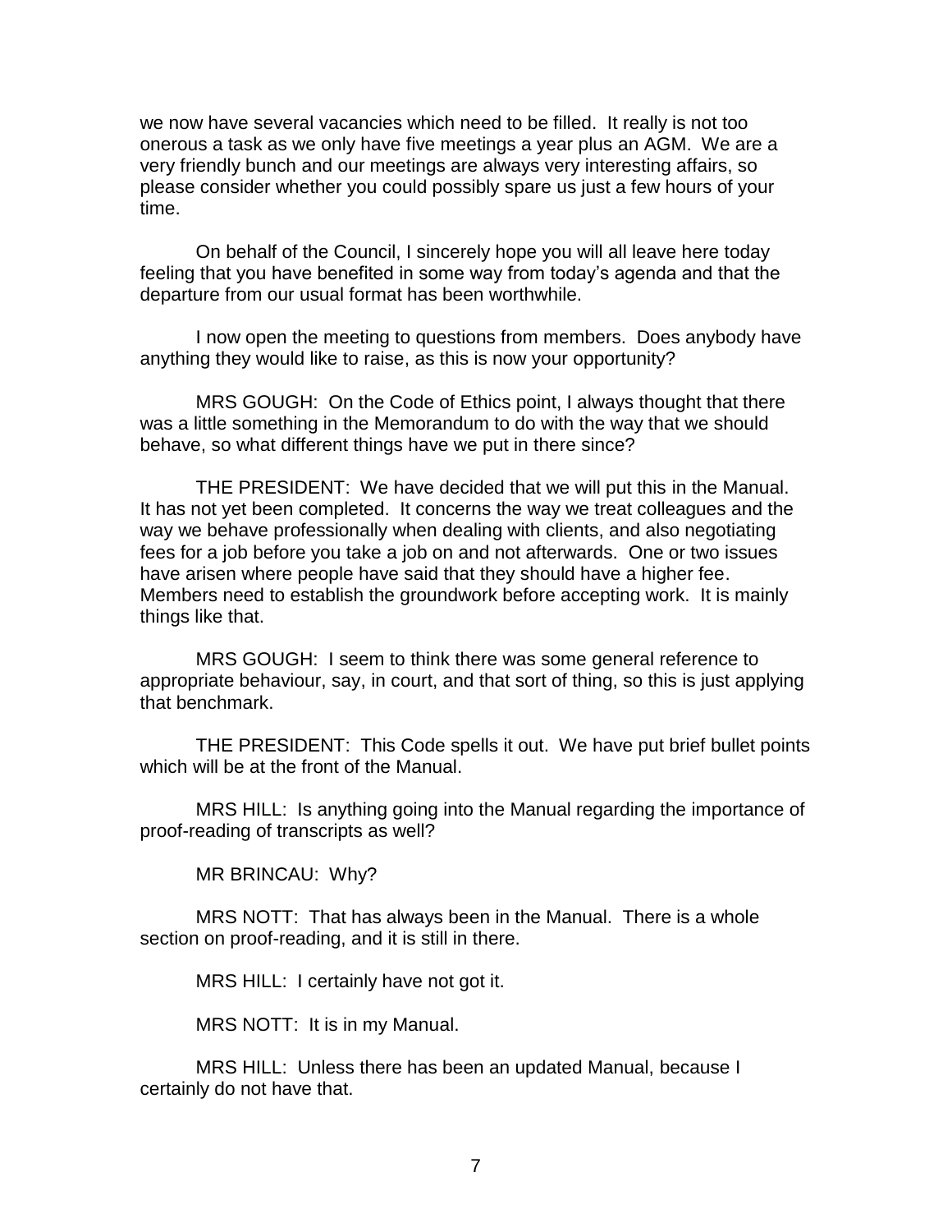we now have several vacancies which need to be filled. It really is not too onerous a task as we only have five meetings a year plus an AGM. We are a very friendly bunch and our meetings are always very interesting affairs, so please consider whether you could possibly spare us just a few hours of your time.

On behalf of the Council, I sincerely hope you will all leave here today feeling that you have benefited in some way from today's agenda and that the departure from our usual format has been worthwhile.

I now open the meeting to questions from members. Does anybody have anything they would like to raise, as this is now your opportunity?

MRS GOUGH: On the Code of Ethics point, I always thought that there was a little something in the Memorandum to do with the way that we should behave, so what different things have we put in there since?

THE PRESIDENT: We have decided that we will put this in the Manual. It has not yet been completed. It concerns the way we treat colleagues and the way we behave professionally when dealing with clients, and also negotiating fees for a job before you take a job on and not afterwards. One or two issues have arisen where people have said that they should have a higher fee. Members need to establish the groundwork before accepting work. It is mainly things like that.

MRS GOUGH: I seem to think there was some general reference to appropriate behaviour, say, in court, and that sort of thing, so this is just applying that benchmark.

THE PRESIDENT: This Code spells it out. We have put brief bullet points which will be at the front of the Manual.

MRS HILL: Is anything going into the Manual regarding the importance of proof-reading of transcripts as well?

MR BRINCAU: Why?

MRS NOTT: That has always been in the Manual. There is a whole section on proof-reading, and it is still in there.

MRS HILL: I certainly have not got it.

MRS NOTT: It is in my Manual.

MRS HILL: Unless there has been an updated Manual, because I certainly do not have that.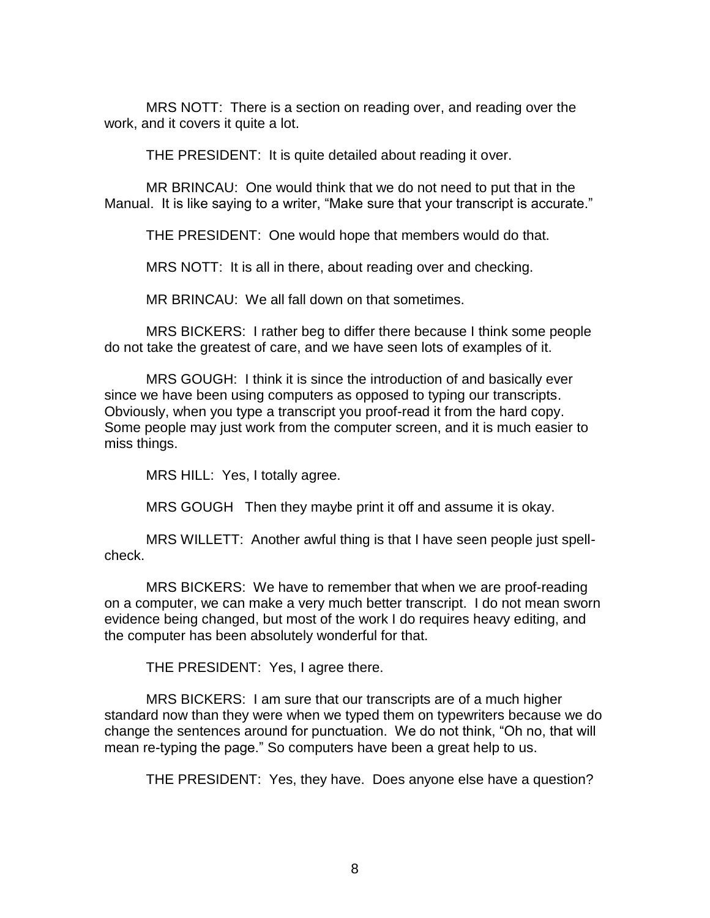MRS NOTT: There is a section on reading over, and reading over the work, and it covers it quite a lot.

THE PRESIDENT: It is quite detailed about reading it over.

MR BRINCAU: One would think that we do not need to put that in the Manual. It is like saying to a writer, “Make sure that your transcript is accurate.”

THE PRESIDENT: One would hope that members would do that.

MRS NOTT: It is all in there, about reading over and checking.

MR BRINCAU: We all fall down on that sometimes.

MRS BICKERS: I rather beg to differ there because I think some people do not take the greatest of care, and we have seen lots of examples of it.

MRS GOUGH: I think it is since the introduction of and basically ever since we have been using computers as opposed to typing our transcripts. Obviously, when you type a transcript you proof-read it from the hard copy. Some people may just work from the computer screen, and it is much easier to miss things.

MRS HILL: Yes, I totally agree.

MRS GOUGH Then they maybe print it off and assume it is okay.

MRS WILLETT: Another awful thing is that I have seen people just spell-check.

MRS BICKERS: We have to remember that when we are proof-reading on a computer, we can make a very much better transcript. I do not mean sworn evidence being changed, but most of the work I do requires heavy editing, and the computer has been absolutely wonderful for that.

THE PRESIDENT: Yes, I agree there.

MRS BICKERS: I am sure that our transcripts are of a much higher standard now than they were when we typed them on typewriters because we do change the sentences around for punctuation. We do not think, “Oh no, that will mean re-typing the page.” So computers have been a great help to us.

THE PRESIDENT: Yes, they have. Does anyone else have a question?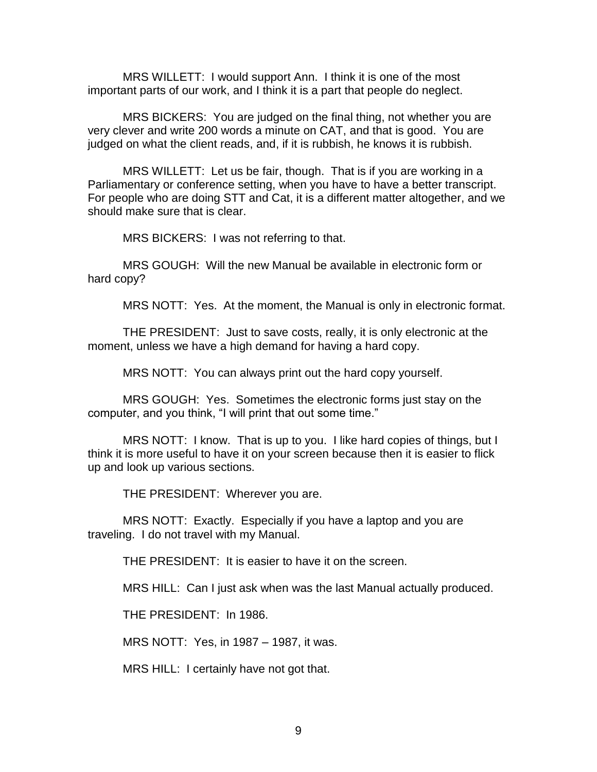MRS WILLETT: I would support Ann. I think it is one of the most important parts of our work, and I think it is a part that people do neglect.

MRS BICKERS: You are judged on the final thing, not whether you are very clever and write 200 words a minute on CAT, and that is good. You are judged on what the client reads, and, if it is rubbish, he knows it is rubbish.

MRS WILLETT: Let us be fair, though. That is if you are working in a Parliamentary or conference setting, when you have to have a better transcript. For people who are doing STT and Cat, it is a different matter altogether, and we should make sure that is clear.

MRS BICKERS: I was not referring to that.

MRS GOUGH: Will the new Manual be available in electronic form or hard copy?

MRS NOTT: Yes. At the moment, the Manual is only in electronic format.

THE PRESIDENT: Just to save costs, really, it is only electronic at the moment, unless we have a high demand for having a hard copy.

MRS NOTT: You can always print out the hard copy yourself.

MRS GOUGH: Yes. Sometimes the electronic forms just stay on the computer, and you think, "I will print that out some time."

MRS NOTT: I know. That is up to you. I like hard copies of things, but I think it is more useful to have it on your screen because then it is easier to flick up and look up various sections.

THE PRESIDENT: Wherever you are.

MRS NOTT: Exactly. Especially if you have a laptop and you are traveling. I do not travel with my Manual.

THE PRESIDENT: It is easier to have it on the screen.

MRS HILL: Can I just ask when was the last Manual actually produced.

THE PRESIDENT: In 1986.

MRS NOTT: Yes, in 1987 – 1987, it was.

MRS HILL: I certainly have not got that.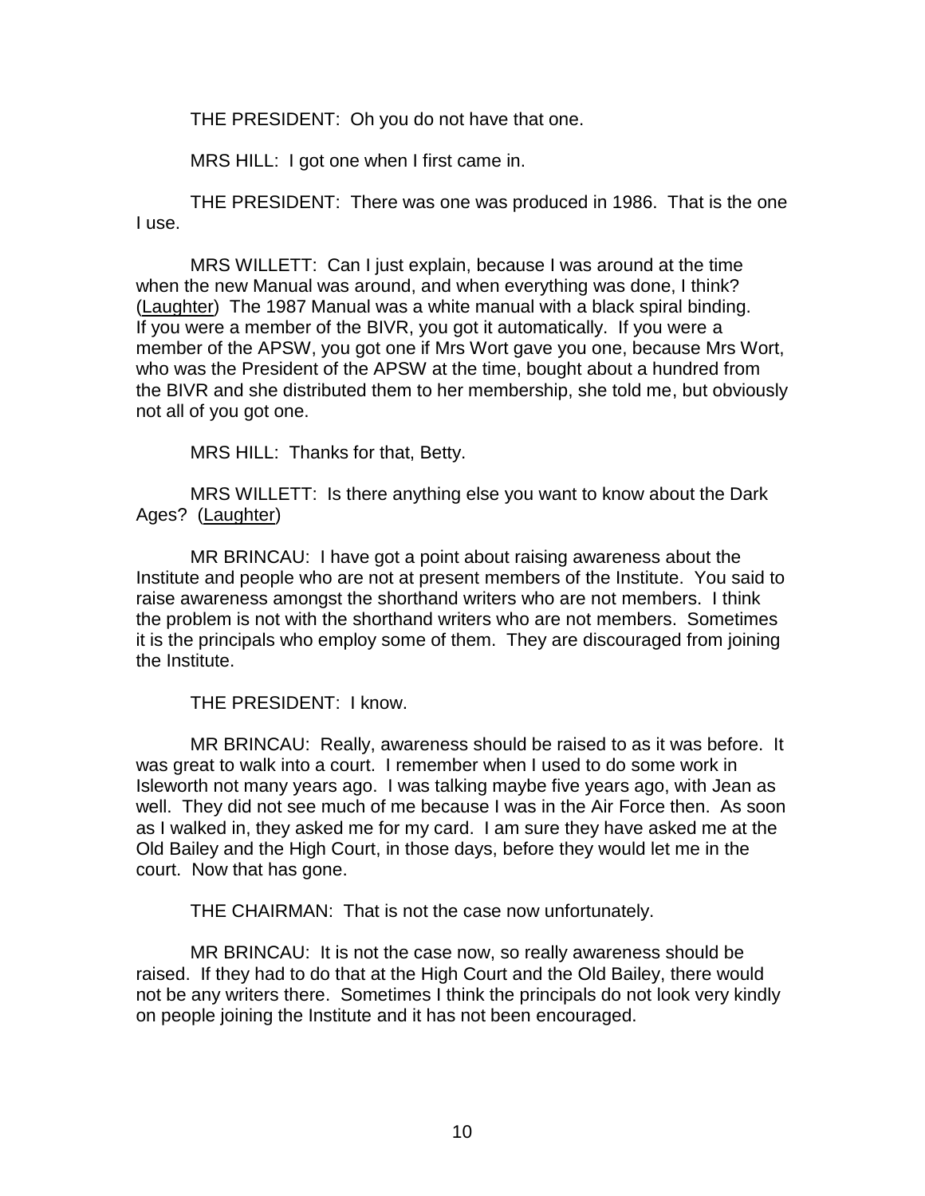THE PRESIDENT: Oh you do not have that one.

MRS HILL: I got one when I first came in.

THE PRESIDENT: There was one was produced in 1986. That is the one I use.

MRS WILLETT: Can I just explain, because I was around at the time when the new Manual was around, and when everything was done, I think? (Laughter) The 1987 Manual was a white manual with a black spiral binding. If you were a member of the BIVR, you got it automatically. If you were a member of the APSW, you got one if Mrs Wort gave you one, because Mrs Wort, who was the President of the APSW at the time, bought about a hundred from the BIVR and she distributed them to her membership, she told me, but obviously not all of you got one.

MRS HILL: Thanks for that, Betty.

MRS WILLETT: Is there anything else you want to know about the Dark Ages? (Laughter)

MR BRINCAU: I have got a point about raising awareness about the Institute and people who are not at present members of the Institute. You said to raise awareness amongst the shorthand writers who are not members. I think the problem is not with the shorthand writers who are not members. Sometimes it is the principals who employ some of them. They are discouraged from joining the Institute.

THE PRESIDENT: I know.

MR BRINCAU: Really, awareness should be raised to as it was before. It was great to walk into a court. I remember when I used to do some work in Isleworth not many years ago. I was talking maybe five years ago, with Jean as well. They did not see much of me because I was in the Air Force then. As soon as I walked in, they asked me for my card. I am sure they have asked me at the Old Bailey and the High Court, in those days, before they would let me in the court. Now that has gone.

THE CHAIRMAN: That is not the case now unfortunately.

MR BRINCAU: It is not the case now, so really awareness should be raised. If they had to do that at the High Court and the Old Bailey, there would not be any writers there. Sometimes I think the principals do not look very kindly on people joining the Institute and it has not been encouraged.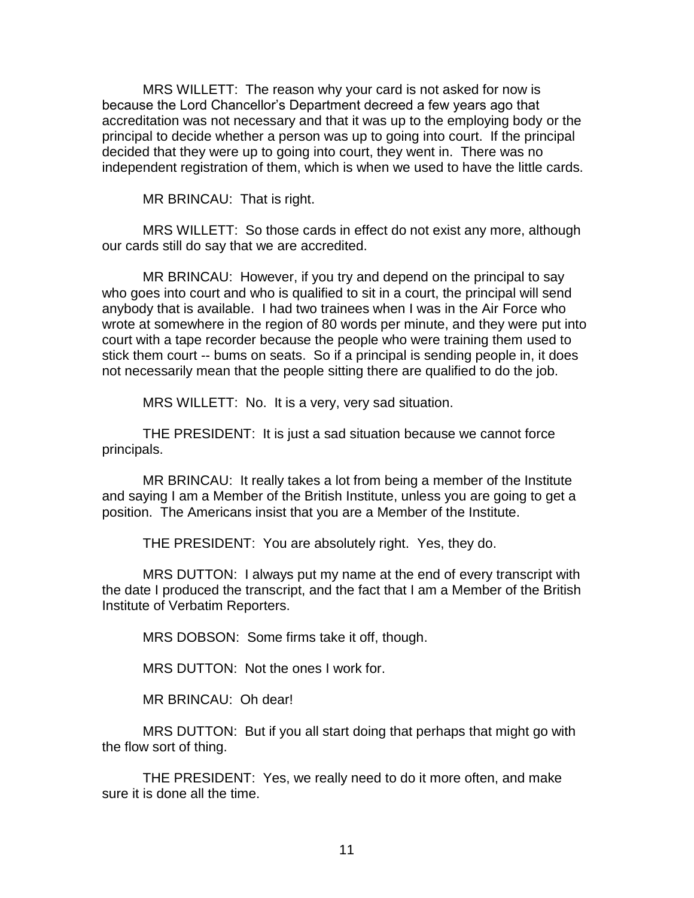MRS WILLETT: The reason why your card is not asked for now is because the Lord Chancellor's Department decreed a few years ago that accreditation was not necessary and that it was up to the employing body or the principal to decide whether a person was up to going into court. If the principal decided that they were up to going into court, they went in. There was no independent registration of them, which is when we used to have the little cards.

MR BRINCAU: That is right.

MRS WILLETT: So those cards in effect do not exist any more, although our cards still do say that we are accredited.

MR BRINCAU: However, if you try and depend on the principal to say who goes into court and who is qualified to sit in a court, the principal will send anybody that is available. I had two trainees when I was in the Air Force who wrote at somewhere in the region of 80 words per minute, and they were put into court with a tape recorder because the people who were training them used to stick them court -- bums on seats. So if a principal is sending people in, it does not necessarily mean that the people sitting there are qualified to do the job.

MRS WILLETT: No. It is a very, very sad situation.

THE PRESIDENT: It is just a sad situation because we cannot force principals.

MR BRINCAU: It really takes a lot from being a member of the Institute and saying I am a Member of the British Institute, unless you are going to get a position. The Americans insist that you are a Member of the Institute.

THE PRESIDENT: You are absolutely right. Yes, they do.

MRS DUTTON: I always put my name at the end of every transcript with the date I produced the transcript, and the fact that I am a Member of the British Institute of Verbatim Reporters.

MRS DOBSON: Some firms take it off, though.

MRS DUTTON: Not the ones I work for.

MR BRINCAU: Oh dear!

MRS DUTTON: But if you all start doing that perhaps that might go with the flow sort of thing.

THE PRESIDENT: Yes, we really need to do it more often, and make sure it is done all the time.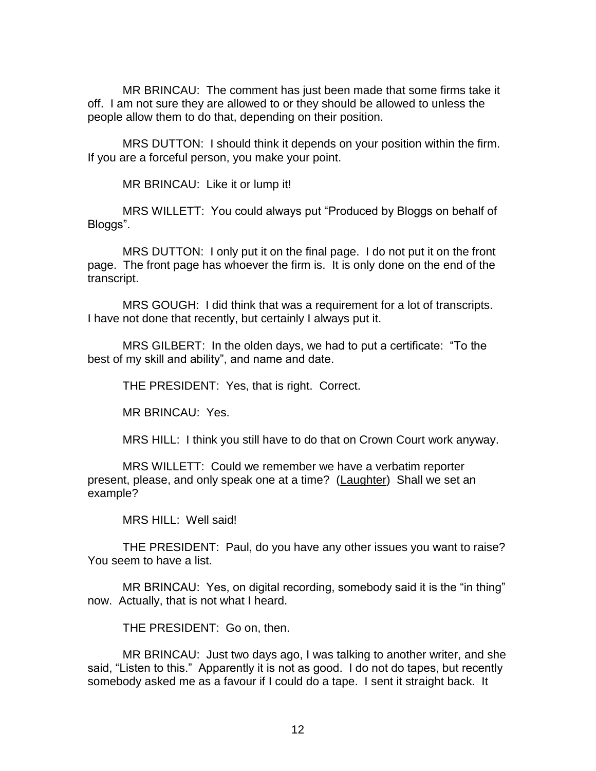MR BRINCAU: The comment has just been made that some firms take it off. I am not sure they are allowed to or they should be allowed to unless the people allow them to do that, depending on their position.

MRS DUTTON: I should think it depends on your position within the firm. If you are a forceful person, you make your point.

MR BRINCAU: Like it or lump it!

MRS WILLETT: You could always put "Produced by Bloggs on behalf of Bloggs".

MRS DUTTON: I only put it on the final page. I do not put it on the front page. The front page has whoever the firm is. It is only done on the end of the transcript.

MRS GOUGH: I did think that was a requirement for a lot of transcripts. I have not done that recently, but certainly I always put it.

MRS GILBERT: In the olden days, we had to put a certificate: "To the best of my skill and ability", and name and date.

THE PRESIDENT: Yes, that is right. Correct.

MR BRINCAU: Yes.

MRS HILL: I think you still have to do that on Crown Court work anyway.

MRS WILLETT: Could we remember we have a verbatim reporter present, please, and only speak one at a time? (Laughter) Shall we set an example?

MRS HILL: Well said!

THE PRESIDENT: Paul, do you have any other issues you want to raise? You seem to have a list.

MR BRINCAU: Yes, on digital recording, somebody said it is the "in thing" now. Actually, that is not what I heard.

THE PRESIDENT: Go on, then.

MR BRINCAU: Just two days ago, I was talking to another writer, and she said, "Listen to this." Apparently it is not as good. I do not do tapes, but recently somebody asked me as a favour if I could do a tape. I sent it straight back. It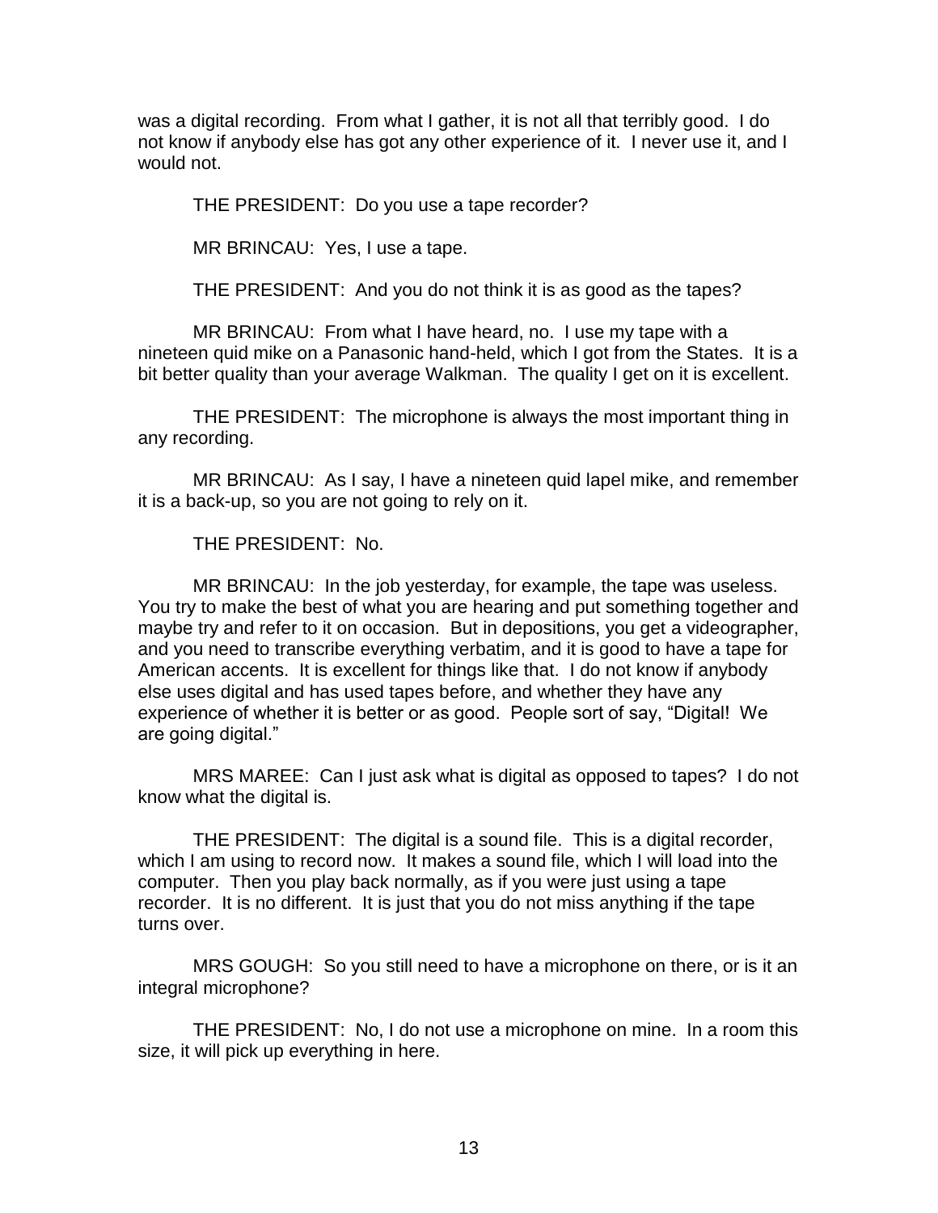was a digital recording. From what I gather, it is not all that terribly good. I do not know if anybody else has got any other experience of it. I never use it, and I would not.

THE PRESIDENT: Do you use a tape recorder?

MR BRINCAU: Yes, I use a tape.

THE PRESIDENT: And you do not think it is as good as the tapes?

MR BRINCAU: From what I have heard, no. I use my tape with a nineteen quid mike on a Panasonic hand-held, which I got from the States. It is a bit better quality than your average Walkman. The quality I get on it is excellent.

THE PRESIDENT: The microphone is always the most important thing in any recording.

MR BRINCAU: As I say, I have a nineteen quid lapel mike, and remember it is a back-up, so you are not going to rely on it.

THE PRESIDENT: No.

MR BRINCAU: In the job yesterday, for example, the tape was useless. You try to make the best of what you are hearing and put something together and maybe try and refer to it on occasion. But in depositions, you get a videographer, and you need to transcribe everything verbatim, and it is good to have a tape for American accents. It is excellent for things like that. I do not know if anybody else uses digital and has used tapes before, and whether they have any experience of whether it is better or as good. People sort of say, "Digital! We are going digital."

MRS MAREE: Can I just ask what is digital as opposed to tapes? I do not know what the digital is.

THE PRESIDENT: The digital is a sound file. This is a digital recorder, which I am using to record now. It makes a sound file, which I will load into the computer. Then you play back normally, as if you were just using a tape recorder. It is no different. It is just that you do not miss anything if the tape turns over.

MRS GOUGH: So you still need to have a microphone on there, or is it an integral microphone?

THE PRESIDENT: No, I do not use a microphone on mine. In a room this size, it will pick up everything in here.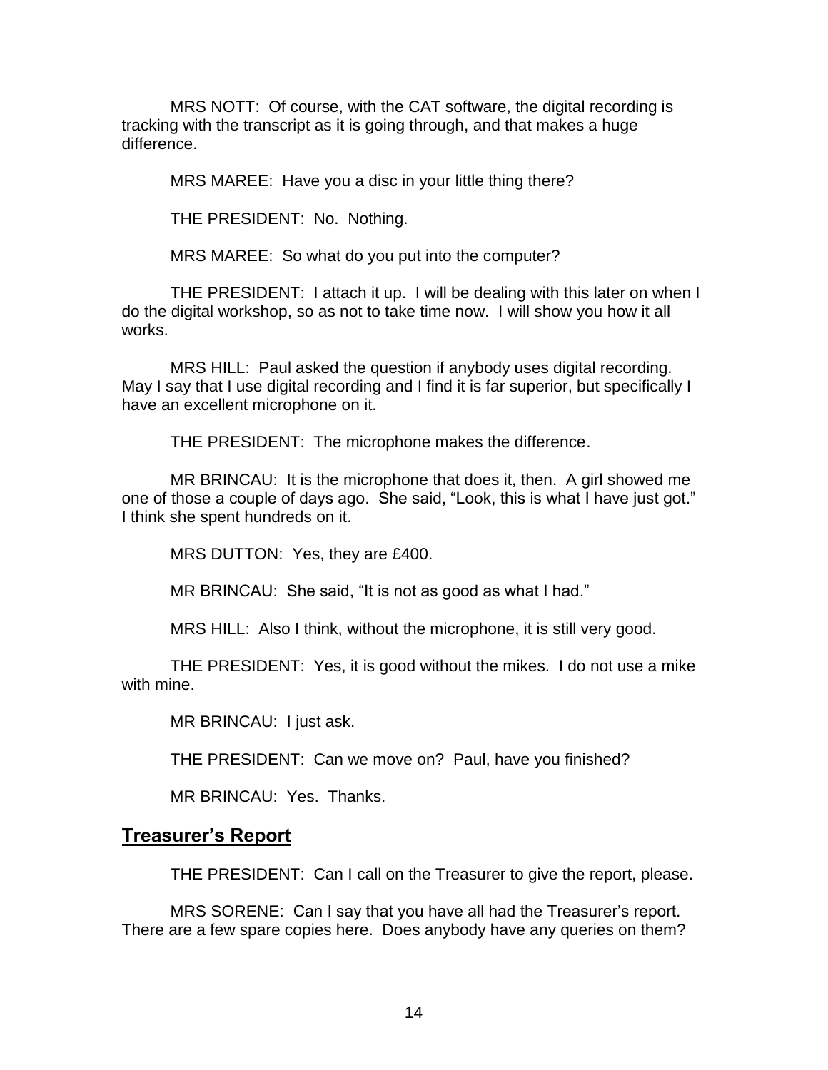MRS NOTT: Of course, with the CAT software, the digital recording is tracking with the transcript as it is going through, and that makes a huge difference.

MRS MAREE: Have you a disc in your little thing there?

THE PRESIDENT: No. Nothing.

MRS MAREE: So what do you put into the computer?

THE PRESIDENT: I attach it up. I will be dealing with this later on when I do the digital workshop, so as not to take time now. I will show you how it all works.

MRS HILL: Paul asked the question if anybody uses digital recording. May I say that I use digital recording and I find it is far superior, but specifically I have an excellent microphone on it.

THE PRESIDENT: The microphone makes the difference.

MR BRINCAU: It is the microphone that does it, then. A girl showed me one of those a couple of days ago. She said, "Look, this is what I have just got." I think she spent hundreds on it.

MRS DUTTON: Yes, they are £400.

MR BRINCAU: She said, "It is not as good as what I had."

MRS HILL: Also I think, without the microphone, it is still very good.

THE PRESIDENT: Yes, it is good without the mikes. I do not use a mike with mine.

MR BRINCAU: I just ask.

THE PRESIDENT: Can we move on? Paul, have you finished?

MR BRINCAU: Yes. Thanks.

## **Treasurer's Report**

THE PRESIDENT: Can I call on the Treasurer to give the report, please.

MRS SORENE: Can I say that you have all had the Treasurer's report. There are a few spare copies here. Does anybody have any queries on them?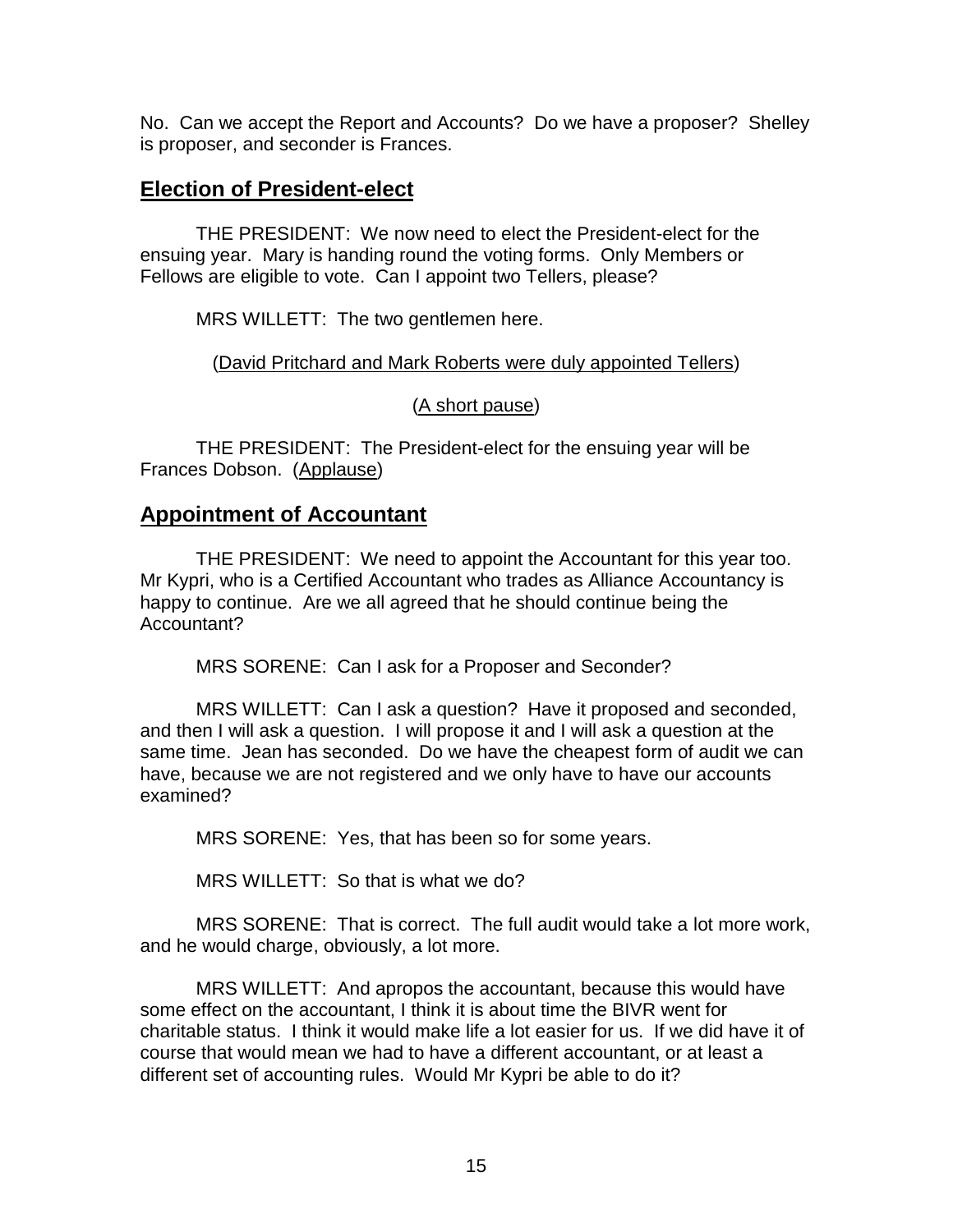No. Can we accept the Report and Accounts? Do we have a proposer? Shelley is proposer, and seconder is Frances.

## Election of President-elect

THE PRESIDENT: We now need to elect the President-elect for the ensuing year. Mary is handing round the voting forms. Only Members or Fellows are eligible to vote. Can I appoint two Tellers, please?

MRS WILLETT: The two gentlemen here.

(David Pritchard and Mark Roberts were duly appointed Tellers)

(A short pause)

THE PRESIDENT: The President-elect for the ensuing year will be Frances Dobson. (Applause)

## Appointment of Accountant

THE PRESIDENT: We need to appoint the Accountant for this year too. Mr Kypri, who is a Certified Accountant who trades as Alliance Accountancy is happy to continue. Are we all agreed that he should continue being the Accountant?

MRS SORENE: Can I ask for a Proposer and Seconder?

MRS WILLETT: Can I ask a question? Have it proposed and seconded, and then I will ask a question. I will propose it and I will ask a question at the same time. Jean has seconded. Do we have the cheapest form of audit we can have, because we are not registered and we only have to have our accounts examined?

MRS SORENE: Yes, that has been so for some years.

MRS WILLETT: So that is what we do?

MRS SORENE: That is correct. The full audit would take a lot more work, and he would charge, obviously, a lot more.

MRS WILLETT: And apropos the accountant, because this would have some effect on the accountant, I think it is about time the BIVR went for charitable status. I think it would make life a lot easier for us. If we did have it of course that would mean we had to have a different accountant, or at least a different set of accounting rules. Would Mr Kypri be able to do it?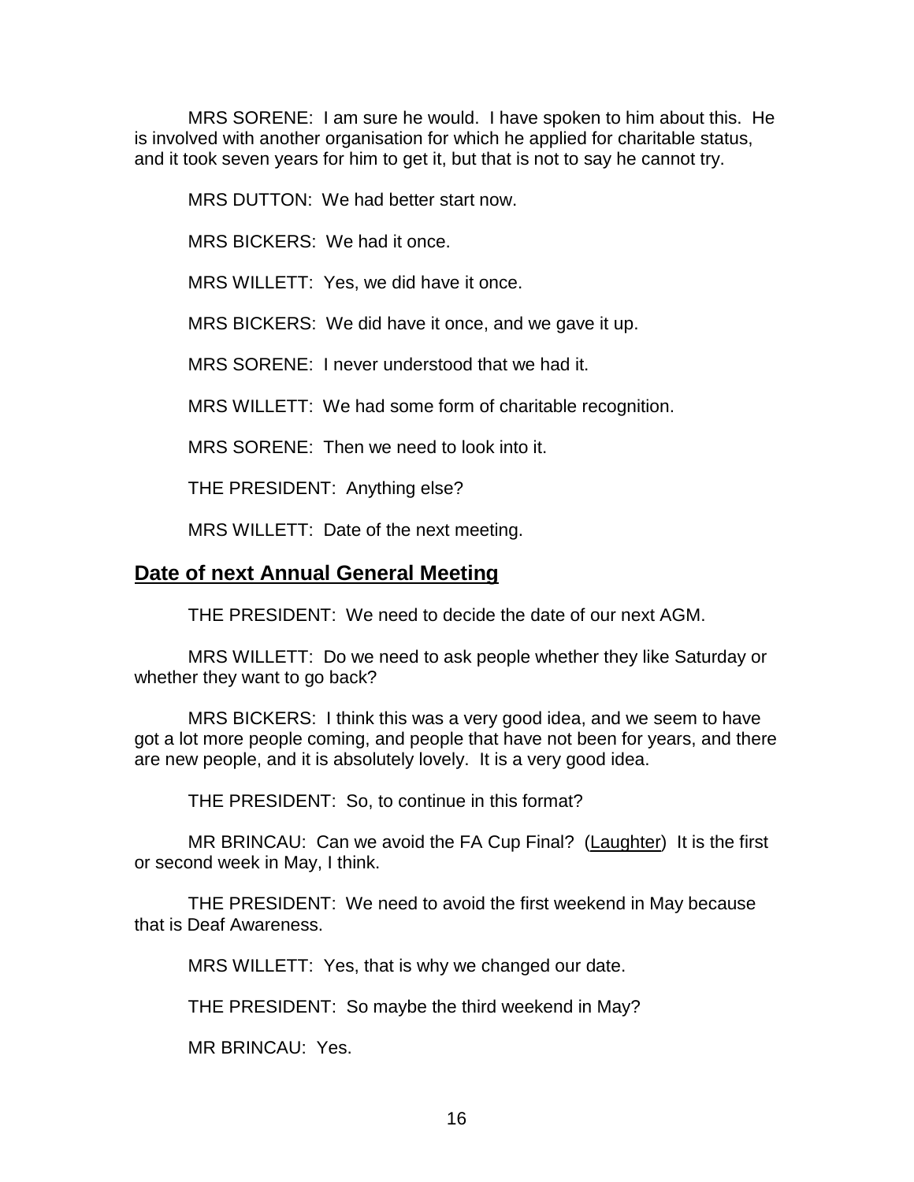MRS SORENE: I am sure he would. I have spoken to him about this. He is involved with another organisation for which he applied for charitable status, and it took seven years for him to get it, but that is not to say he cannot try.

MRS DUTTON: We had better start now.

MRS BICKERS: We had it once.

MRS WILLETT: Yes, we did have it once.

MRS BICKERS: We did have it once, and we gave it up.

MRS SORENE: I never understood that we had it.

MRS WILLETT: We had some form of charitable recognition.

MRS SORENE: Then we need to look into it.

THE PRESIDENT: Anything else?

MRS WILLETT: Date of the next meeting.

## Date of next Annual General Meeting

THE PRESIDENT: We need to decide the date of our next AGM.

MRS WILLETT: Do we need to ask people whether they like Saturday or whether they want to go back?

MRS BICKERS: I think this was a very good idea, and we seem to have got a lot more people coming, and people that have not been for years, and there are new people, and it is absolutely lovely. It is a very good idea.

THE PRESIDENT: So, to continue in this format?

MR BRINCAU: Can we avoid the FA Cup Final? (Laughter) It is the first or second week in May, I think.

THE PRESIDENT: We need to avoid the first weekend in May because that is Deaf Awareness.

MRS WILLETT: Yes, that is why we changed our date.

THE PRESIDENT: So maybe the third weekend in May?

MR BRINCAU: Yes.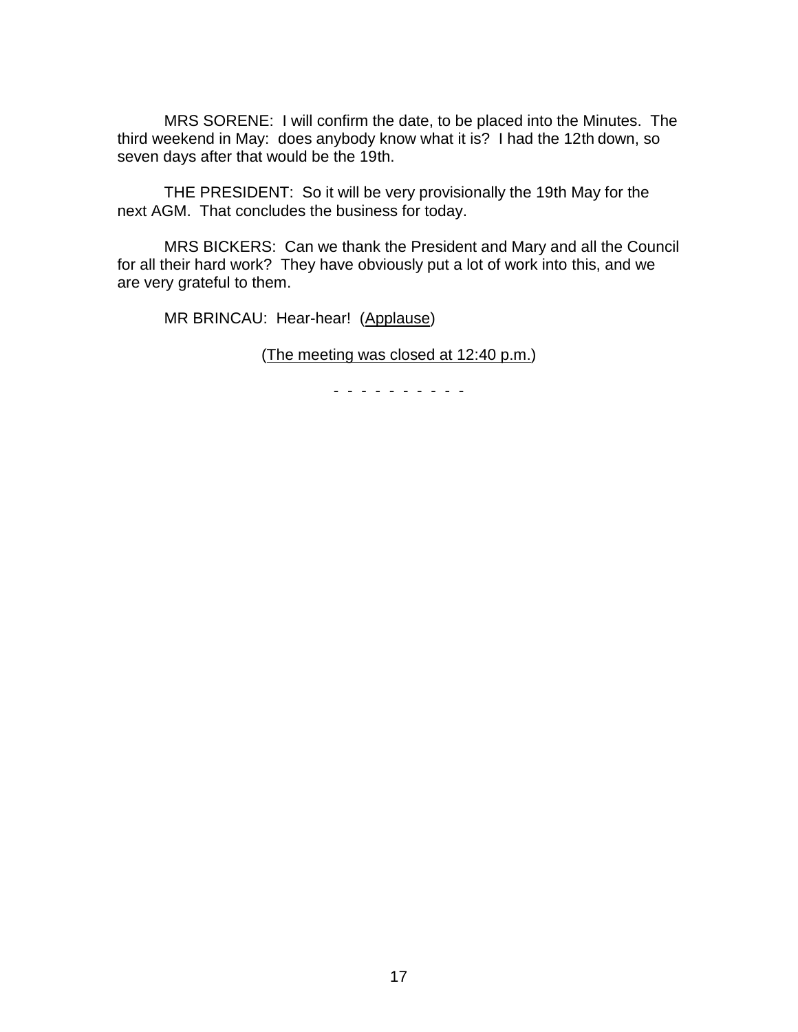MRS SORENE: I will confirm the date, to be placed into the Minutes. The third weekend in May: does anybody know what it is? I had the 12th down, so seven days after that would be the 19th.

THE PRESIDENT: So it will be very provisionally the 19th May for the next AGM. That concludes the business for today.

MRS BICKERS: Can we thank the President and Mary and all the Council for all their hard work? They have obviously put a lot of work into this, and we are very grateful to them.

MR BRINCAU: Hear-hear! (Applause)

(The meeting was closed at 12:40 p.m.)

\- - - - - - - - - -